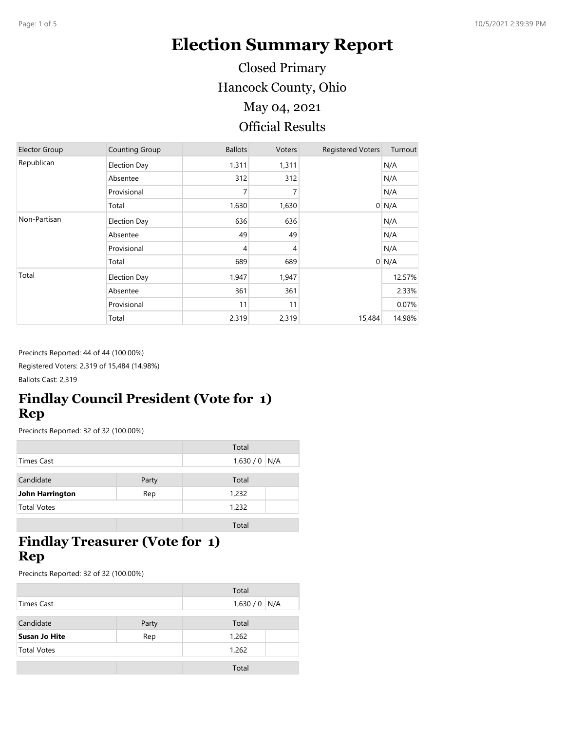# Election Summary Report

## Closed Primary
## Hancock County, Ohio
## May 04, 2021
## Official Results

| Elector Group | Counting Group | Ballots | Voters | Registered Voters | Turnout |
|---|---|---|---|---|---|
| Republican | Election Day | 1,311 | 1,311 | | N/A |
| | Absentee | 312 | 312 | | N/A |
| | Provisional | 7 | 7 | | N/A |
| | Total | 1,630 | 1,630 | 0 | N/A |
| Non-Partisan | Election Day | 636 | 636 | | N/A |
| | Absentee | 49 | 49 | | N/A |
| | Provisional | 4 | 4 | | N/A |
| | Total | 689 | 689 | 0 | N/A |
| Total | Election Day | 1,947 | 1,947 | | 12.57% |
| | Absentee | 361 | 361 | | 2.33% |
| | Provisional | 11 | 11 | | 0.07% |
| | Total | 2,319 | 2,319 | 15,484 | 14.98% |

Precincts Reported: 44 of 44 (100.00%)

Registered Voters: 2,319 of 15,484 (14.98%)

Ballots Cast: 2,319

## Findlay Council President (Vote for 1) Rep

Precincts Reported: 32 of 32 (100.00%)

| | | Total | |
|---|---|---|---|
| Times Cast | | 1,630 / 0 | N/A |
| **Candidate** | **Party** | **Total** | |
| **John Harrington** | Rep | 1,232 | |
| Total Votes | | 1,232 | |
| | | Total | |

## Findlay Treasurer (Vote for 1) Rep

Precincts Reported: 32 of 32 (100.00%)

| | | Total | |
|---|---|---|---|
| Times Cast | | 1,630 / 0 | N/A |
| **Candidate** | **Party** | **Total** | |
| **Susan Jo Hite** | Rep | 1,262 | |
| Total Votes | | 1,262 | |
| | | Total | |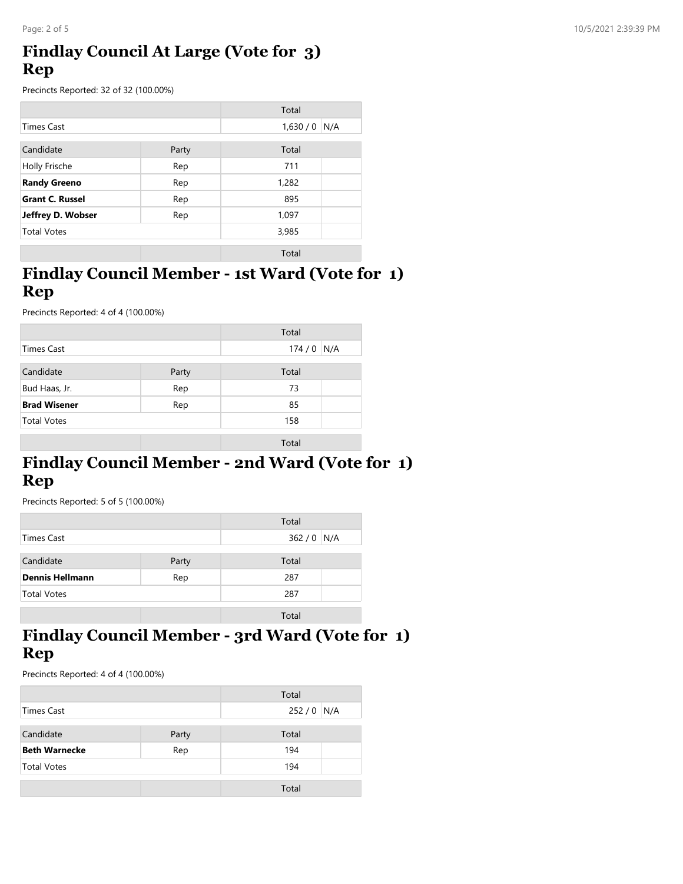## Findlay Council At Large (Vote for 3) Rep

Precincts Reported: 32 of 32 (100.00%)

| | | Total | |
|---|---|---|---|
| Times Cast | | 1,630 / 0 | N/A |

| Candidate | Party | Total | |
|---|---|---|---|
| Holly Frische | Rep | 711 | |
| **Randy Greeno** | Rep | 1,282 | |
| **Grant C. Russel** | Rep | 895 | |
| **Jeffrey D. Wobser** | Rep | 1,097 | |
| Total Votes | | 3,985 | |

| | | Total |
|---|---|---|

## Findlay Council Member - 1st Ward (Vote for 1) Rep

Precincts Reported: 4 of 4 (100.00%)

| | | Total | |
|---|---|---|---|
| Times Cast | | 174 / 0 | N/A |

| Candidate | Party | Total | |
|---|---|---|---|
| Bud Haas, Jr. | Rep | 73 | |
| **Brad Wisener** | Rep | 85 | |
| Total Votes | | 158 | |

| | | Total |
|---|---|---|

## Findlay Council Member - 2nd Ward (Vote for 1) Rep

Precincts Reported: 5 of 5 (100.00%)

| | | Total | |
|---|---|---|---|
| Times Cast | | 362 / 0 | N/A |

| Candidate | Party | Total | |
|---|---|---|---|
| **Dennis Hellmann** | Rep | 287 | |
| Total Votes | | 287 | |

| | | Total |
|---|---|---|

## Findlay Council Member - 3rd Ward (Vote for 1) Rep

Precincts Reported: 4 of 4 (100.00%)

| | | Total | |
|---|---|---|---|
| Times Cast | | 252 / 0 | N/A |

| Candidate | Party | Total | |
|---|---|---|---|
| **Beth Warnecke** | Rep | 194 | |
| Total Votes | | 194 | |

| | | Total |
|---|---|---|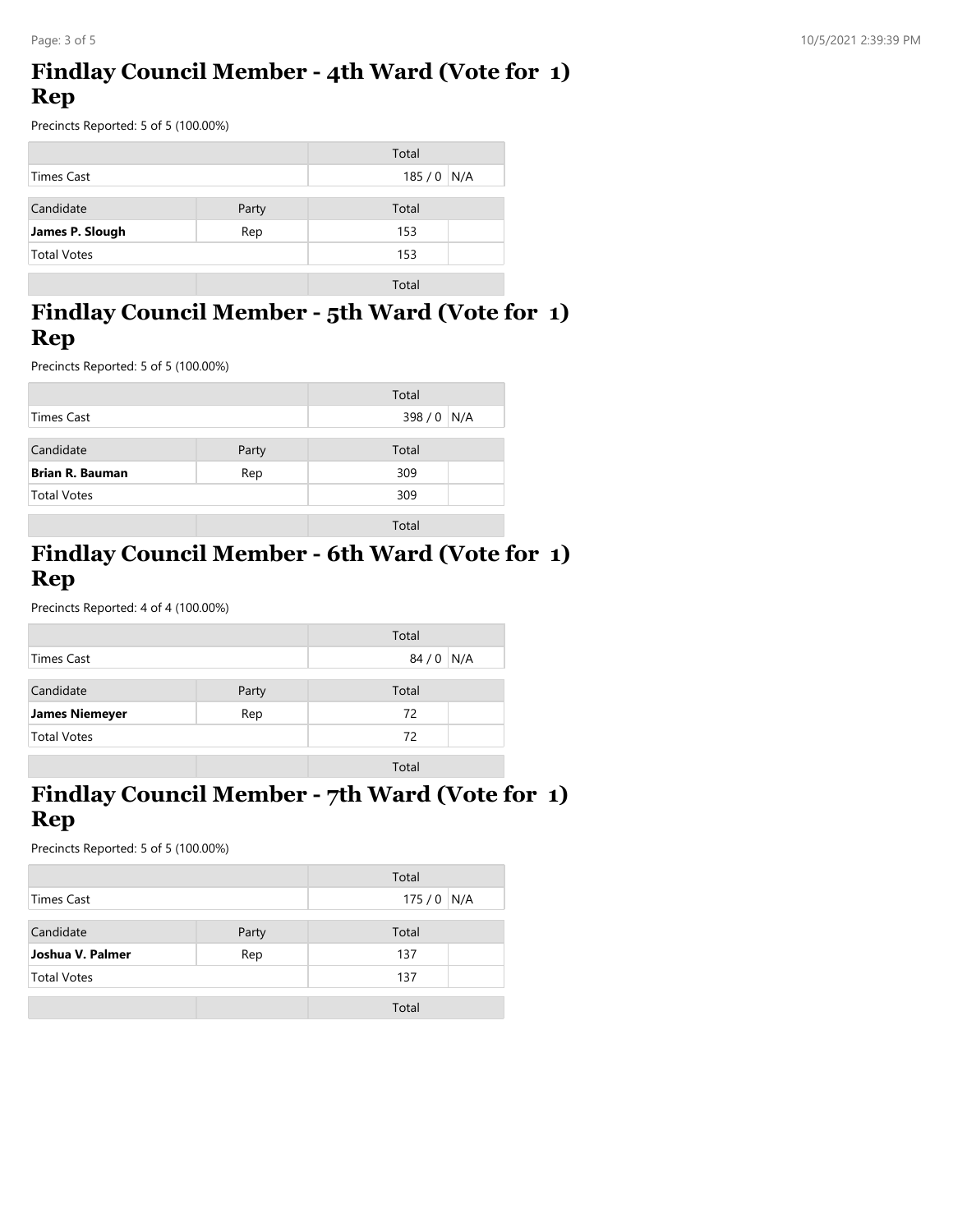## Findlay Council Member - 4th Ward (Vote for 1) Rep

Precincts Reported: 5 of 5 (100.00%)

| | | Total | |
|---|---|---|---|
| Times Cast | | 185 / 0 | N/A |

| Candidate | Party | Total | |
|---|---|---|---|
| **James P. Slough** | Rep | 153 | |
| Total Votes | | 153 | |
| | | Total | |

## Findlay Council Member - 5th Ward (Vote for 1) Rep

Precincts Reported: 5 of 5 (100.00%)

| | | Total | |
|---|---|---|---|
| Times Cast | | 398 / 0 | N/A |

| Candidate | Party | Total | |
|---|---|---|---|
| **Brian R. Bauman** | Rep | 309 | |
| Total Votes | | 309 | |
| | | Total | |

## Findlay Council Member - 6th Ward (Vote for 1) Rep

Precincts Reported: 4 of 4 (100.00%)

| | | Total | |
|---|---|---|---|
| Times Cast | | 84 / 0 | N/A |

| Candidate | Party | Total | |
|---|---|---|---|
| **James Niemeyer** | Rep | 72 | |
| Total Votes | | 72 | |
| | | Total | |

## Findlay Council Member - 7th Ward (Vote for 1) Rep

Precincts Reported: 5 of 5 (100.00%)

| | | Total | |
|---|---|---|---|
| Times Cast | | 175 / 0 | N/A |

| Candidate | Party | Total | |
|---|---|---|---|
| **Joshua V. Palmer** | Rep | 137 | |
| Total Votes | | 137 | |
| | | Total | |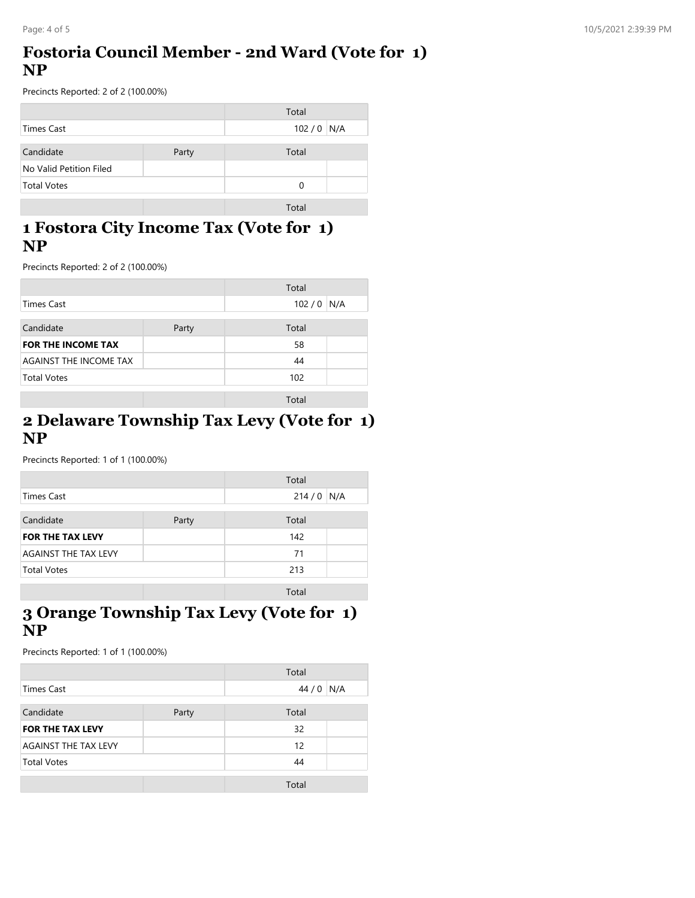## Fostoria Council Member - 2nd Ward (Vote for 1) NP

Precincts Reported: 2 of 2 (100.00%)

| | | Total | |
|---|---|---|---|
| Times Cast | | 102 / 0 | N/A |

| Candidate | Party | Total | |
|---|---|---|---|
| No Valid Petition Filed | | | |
| Total Votes | | 0 | |

## 1 Fostora City Income Tax (Vote for 1) NP

Precincts Reported: 2 of 2 (100.00%)

| | | Total | |
|---|---|---|---|
| Times Cast | | 102 / 0 | N/A |

| Candidate | Party | Total | |
|---|---|---|---|
| **FOR THE INCOME TAX** | | 58 | |
| AGAINST THE INCOME TAX | | 44 | |
| Total Votes | | 102 | |

## 2 Delaware Township Tax Levy (Vote for 1) NP

Precincts Reported: 1 of 1 (100.00%)

| | | Total | |
|---|---|---|---|
| Times Cast | | 214 / 0 | N/A |

| Candidate | Party | Total | |
|---|---|---|---|
| **FOR THE TAX LEVY** | | 142 | |
| AGAINST THE TAX LEVY | | 71 | |
| Total Votes | | 213 | |

## 3 Orange Township Tax Levy (Vote for 1) NP

Precincts Reported: 1 of 1 (100.00%)

| | | Total | |
|---|---|---|---|
| Times Cast | | 44 / 0 | N/A |

| Candidate | Party | Total | |
|---|---|---|---|
| **FOR THE TAX LEVY** | | 32 | |
| AGAINST THE TAX LEVY | | 12 | |
| Total Votes | | 44 | |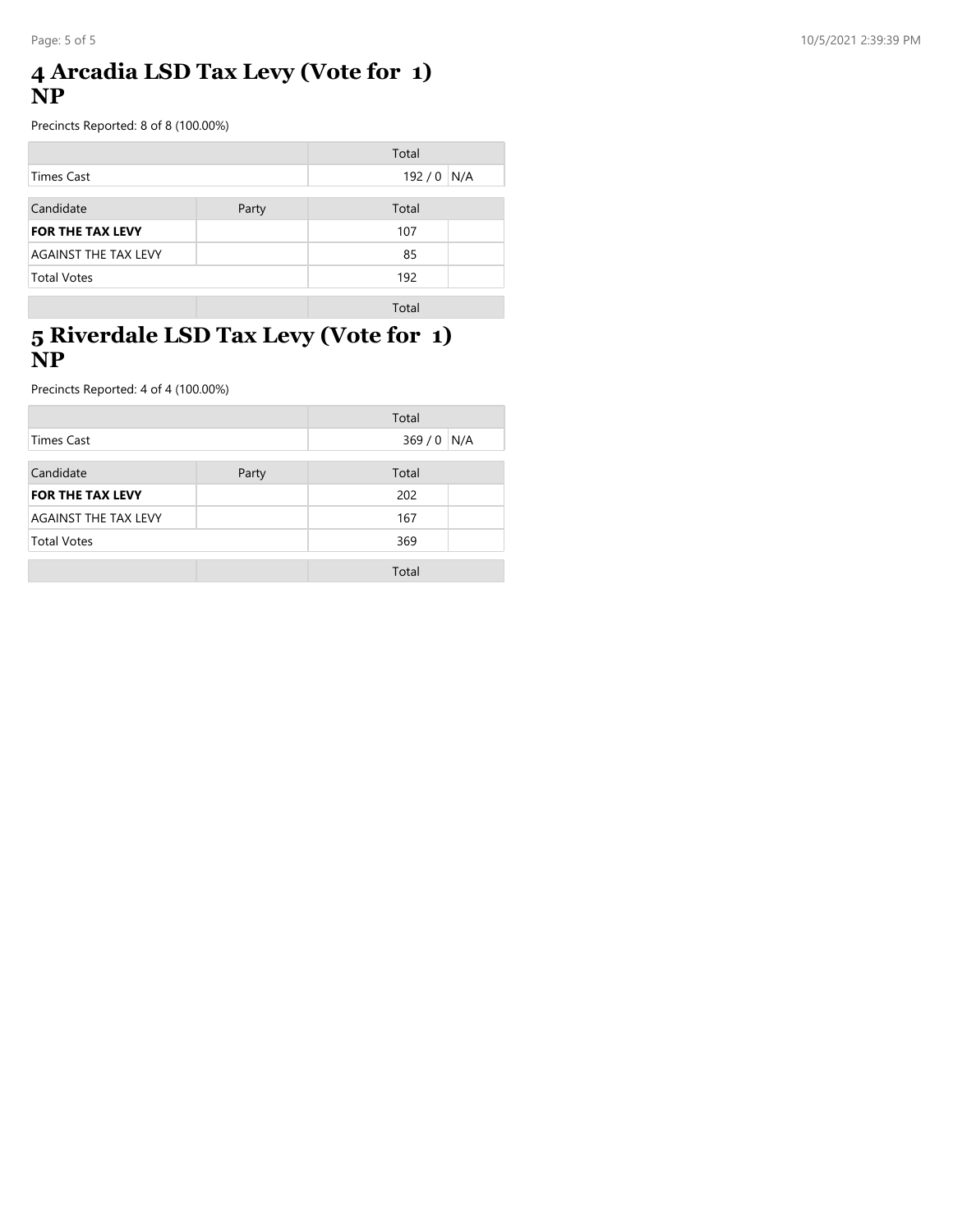# 4 Arcadia LSD Tax Levy (Vote for 1) NP

Precincts Reported: 8 of 8 (100.00%)

| | Total | |
|---|---|---|
| Times Cast | 192 / 0 | N/A |

| Candidate | Party | Total | |
|---|---|---|---|
| **FOR THE TAX LEVY** | | 107 | |
| AGAINST THE TAX LEVY | | 85 | |
| Total Votes | | 192 | |

| | | Total |
|---|---|---|

# 5 Riverdale LSD Tax Levy (Vote for 1) NP

Precincts Reported: 4 of 4 (100.00%)

| | Total | |
|---|---|---|
| Times Cast | 369 / 0 | N/A |

| Candidate | Party | Total | |
|---|---|---|---|
| **FOR THE TAX LEVY** | | 202 | |
| AGAINST THE TAX LEVY | | 167 | |
| Total Votes | | 369 | |

| | | Total |
|---|---|---|